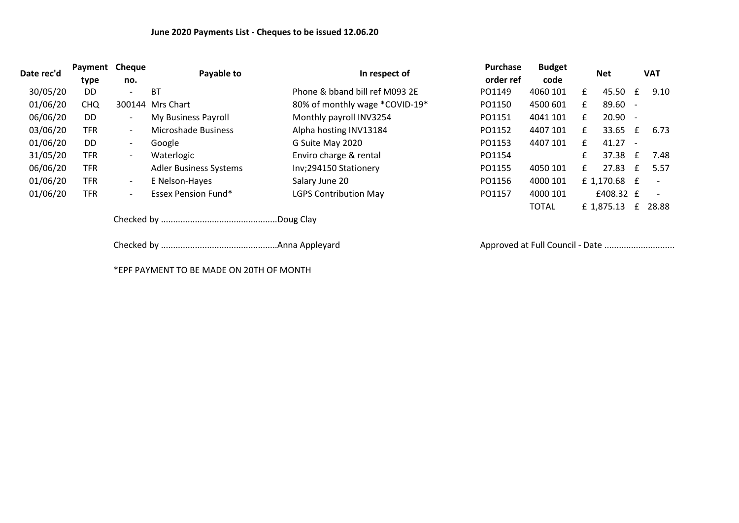**June 2020 Payments List - Cheques to be issued 12.06.20**

| Date rec'd | Payment type | Cheque no. | Payable to | In respect of | Purchase order ref | Budget code | Net | VAT |
|---|---|---|---|---|---|---|---|---|
| 30/05/20 | DD | - | BT | Phone & bband bill ref M093 2E | PO1149 | 4060 101 | £ 45.50 | £ 9.10 |
| 01/06/20 | CHQ | 300144 | Mrs Chart | 80% of monthly wage *COVID-19* | PO1150 | 4500 601 | £ 89.60 | - |
| 06/06/20 | DD | - | My Business Payroll | Monthly payroll INV3254 | PO1151 | 4041 101 | £ 20.90 | - |
| 03/06/20 | TFR | - | Microshade Business | Alpha hosting INV13184 | PO1152 | 4407 101 | £ 33.65 | £ 6.73 |
| 01/06/20 | DD | - | Google | G Suite May 2020 | PO1153 | 4407 101 | £ 41.27 | - |
| 31/05/20 | TFR | - | Waterlogic | Enviro charge & rental | PO1154 | | £ 37.38 | £ 7.48 |
| 06/06/20 | TFR | | Adler Business Systems | Inv;294150 Stationery | PO1155 | 4050 101 | £ 27.83 | £ 5.57 |
| 01/06/20 | TFR | - | E Nelson-Hayes | Salary June 20 | PO1156 | 4000 101 | £ 1,170.68 | £ - |
| 01/06/20 | TFR | - | Essex Pension Fund* | LGPS Contribution May | PO1157 | 4000 101 | £408.32 | £ - |
| | | | | | | TOTAL | £ 1,875.13 | £ 28.88 |

Checked by ...............................................Doug Clay

Checked by ...............................................Anna Appleyard

Approved at Full Council - Date ............................

*EPF PAYMENT TO BE MADE ON 20TH OF MONTH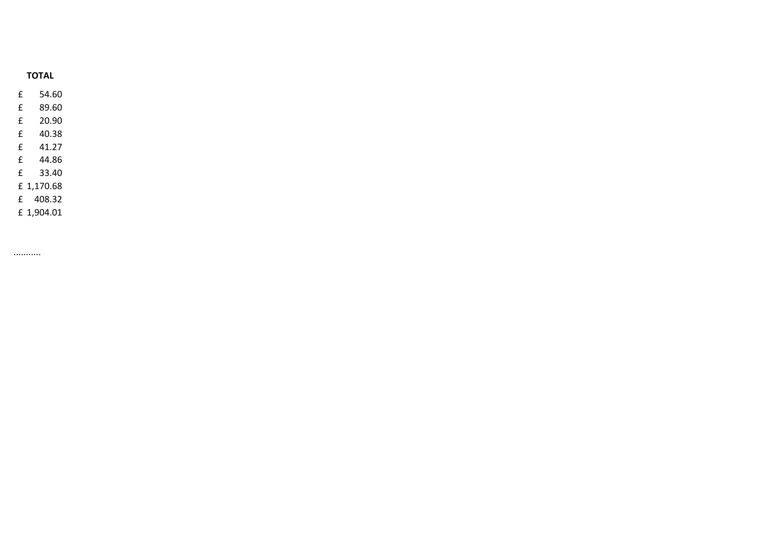| TOTAL |
| --- |
| £ 54.60 |
| £ 89.60 |
| £ 20.90 |
| £ 40.38 |
| £ 41.27 |
| £ 44.86 |
| £ 33.40 |
| £ 1,170.68 |
| £ 408.32 |
| £ 1,904.01 |

...........